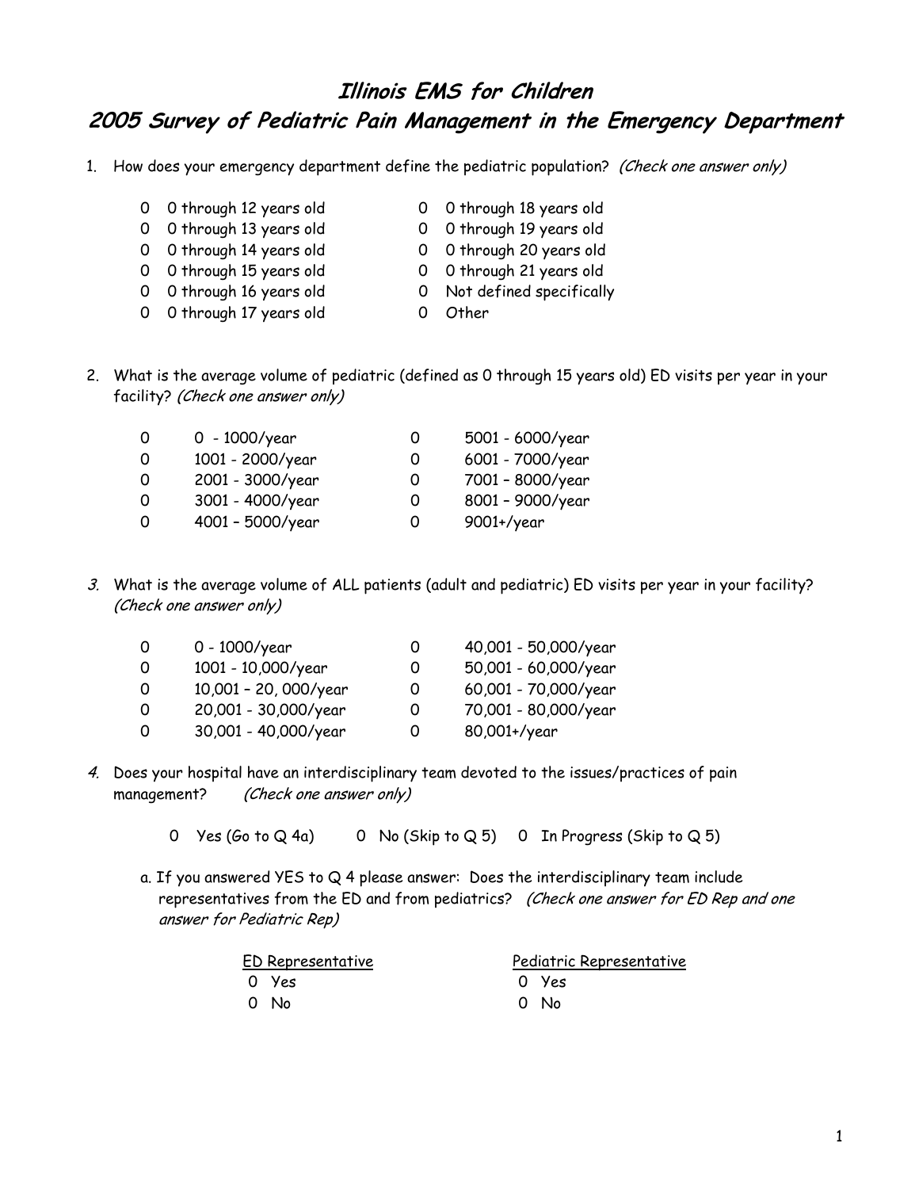# Illinois EMS for Children

# 2005 Survey of Pediatric Pain Management in the Emergency Department

1. How does your emergency department define the pediatric population? *(Check one answer only)*

   - 0 0 through 12 years old
   - 0 0 through 13 years old
   - 0 0 through 14 years old
   - 0 0 through 15 years old
   - 0 0 through 16 years old
   - 0 0 through 17 years old
   - 0 0 through 18 years old
   - 0 0 through 19 years old
   - 0 0 through 20 years old
   - 0 0 through 21 years old
   - 0 Not defined specifically
   - 0 Other

2. What is the average volume of pediatric (defined as 0 through 15 years old) ED visits per year in your facility? *(Check one answer only)*

   - 0 0 - 1000/year
   - 0 1001 - 2000/year
   - 0 2001 - 3000/year
   - 0 3001 - 4000/year
   - 0 4001 – 5000/year
   - 0 5001 - 6000/year
   - 0 6001 - 7000/year
   - 0 7001 – 8000/year
   - 0 8001 – 9000/year
   - 0 9001+/year

3. What is the average volume of ALL patients (adult and pediatric) ED visits per year in your facility? *(Check one answer only)*

   - 0 0 - 1000/year
   - 0 1001 - 10,000/year
   - 0 10,001 – 20, 000/year
   - 0 20,001 - 30,000/year
   - 0 30,001 - 40,000/year
   - 0 40,001 - 50,000/year
   - 0 50,001 - 60,000/year
   - 0 60,001 - 70,000/year
   - 0 70,001 - 80,000/year
   - 0 80,001+/year

4. Does your hospital have an interdisciplinary team devoted to the issues/practices of pain management? *(Check one answer only)*

   0 Yes (Go to Q 4a) 0 No (Skip to Q 5) 0 In Progress (Skip to Q 5)

   a. If you answered YES to Q 4 please answer: Does the interdisciplinary team include representatives from the ED and from pediatrics? *(Check one answer for ED Rep and one answer for Pediatric Rep)*

   | ED Representative | Pediatric Representative |
   | --- | --- |
   | 0 Yes | 0 Yes |
   | 0 No | 0 No |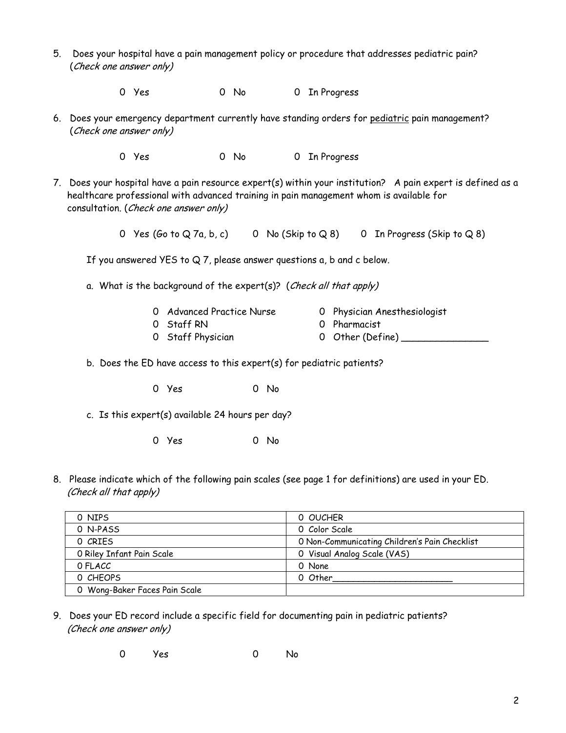5. Does your hospital have a pain management policy or procedure that addresses pediatric pain? (*Check one answer only)*

   O Yes     O No     O In Progress

6. Does your emergency department currently have standing orders for pediatric pain management? (*Check one answer only)*

   O Yes     O No     O In Progress

7. Does your hospital have a pain resource expert(s) within your institution? A pain expert is defined as a healthcare professional with advanced training in pain management whom is available for consultation. (*Check one answer only)*

   O Yes (Go to Q 7a, b, c)     O No (Skip to Q 8)     O In Progress (Skip to Q 8)

   If you answered YES to Q 7, please answer questions a, b and c below.

   a. What is the background of the expert(s)? (*Check all that apply)*

      O Advanced Practice Nurse     O Physician Anesthesiologist
      O Staff RN     O Pharmacist
      O Staff Physician     O Other (Define) _______________

   b. Does the ED have access to this expert(s) for pediatric patients?

      O Yes     O No

   c. Is this expert(s) available 24 hours per day?

      O Yes     O No

8. Please indicate which of the following pain scales (see page 1 for definitions) are used in your ED. *(Check all that apply)*

| O NIPS | O OUCHER |
|---|---|
| O N-PASS | O Color Scale |
| O CRIES | O Non-Communicating Children's Pain Checklist |
| O Riley Infant Pain Scale | O Visual Analog Scale (VAS) |
| O FLACC | O None |
| O CHEOPS | O Other_______________________ |
| O Wong-Baker Faces Pain Scale | |

9. Does your ED record include a specific field for documenting pain in pediatric patients? *(Check one answer only)*

   O Yes     O No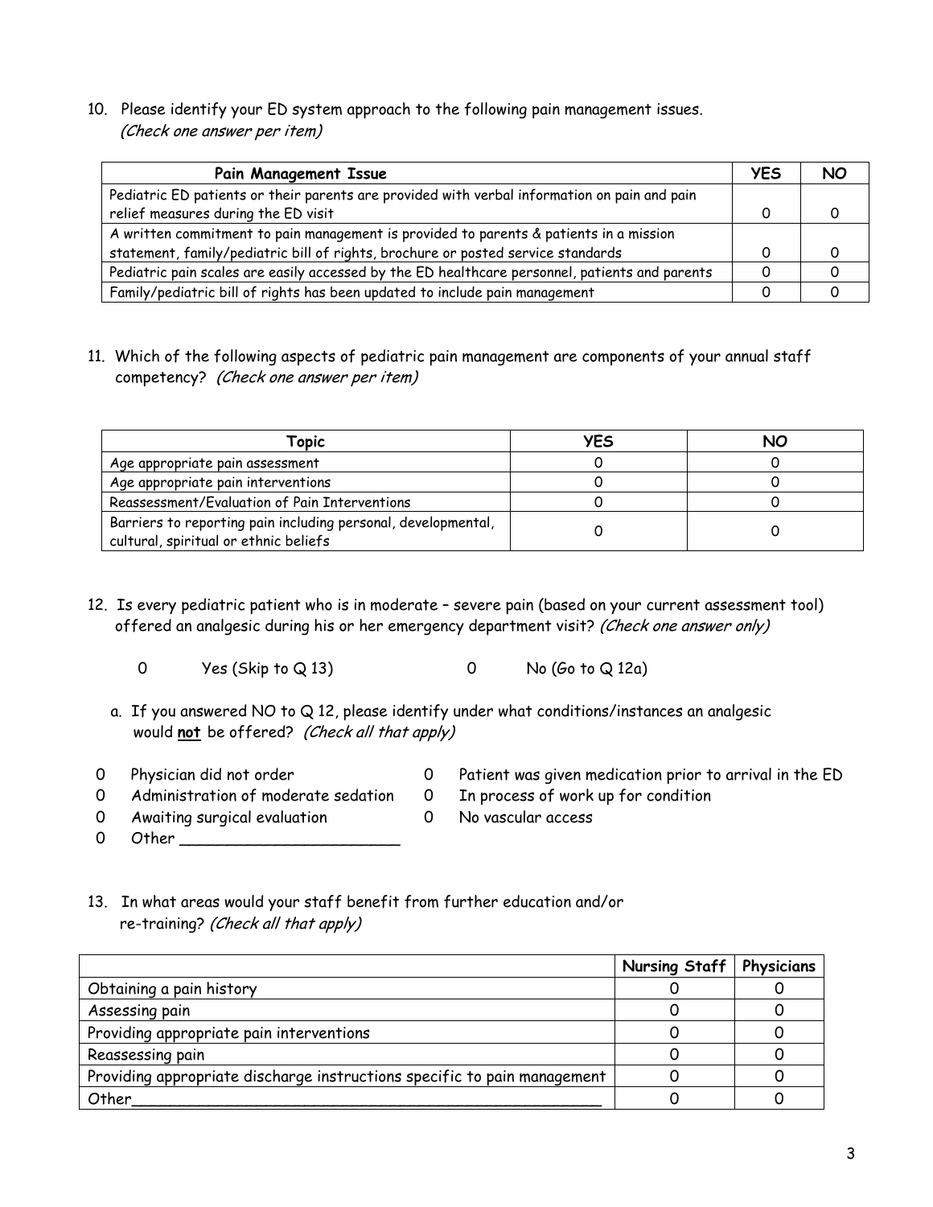10. Please identify your ED system approach to the following pain management issues. *(Check one answer per item)*

| Pain Management Issue | YES | NO |
|---|---|---|
| Pediatric ED patients or their parents are provided with verbal information on pain and pain relief measures during the ED visit | 0 | 0 |
| A written commitment to pain management is provided to parents & patients in a mission statement, family/pediatric bill of rights, brochure or posted service standards | 0 | 0 |
| Pediatric pain scales are easily accessed by the ED healthcare personnel, patients and parents | 0 | 0 |
| Family/pediatric bill of rights has been updated to include pain management | 0 | 0 |

11. Which of the following aspects of pediatric pain management are components of your annual staff competency? *(Check one answer per item)*

| Topic | YES | NO |
|---|---|---|
| Age appropriate pain assessment | 0 | 0 |
| Age appropriate pain interventions | 0 | 0 |
| Reassessment/Evaluation of Pain Interventions | 0 | 0 |
| Barriers to reporting pain including personal, developmental, cultural, spiritual or ethnic beliefs | 0 | 0 |

12. Is every pediatric patient who is in moderate – severe pain (based on your current assessment tool) offered an analgesic during his or her emergency department visit? *(Check one answer only)*

0 Yes (Skip to Q 13) 0 No (Go to Q 12a)

a. If you answered NO to Q 12, please identify under what conditions/instances an analgesic would **not** be offered? *(Check all that apply)*

0 Physician did not order
0 Administration of moderate sedation
0 Awaiting surgical evaluation
0 Other ________________________
0 Patient was given medication prior to arrival in the ED
0 In process of work up for condition
0 No vascular access

13. In what areas would your staff benefit from further education and/or re-training? *(Check all that apply)*

| | Nursing Staff | Physicians |
|---|---|---|
| Obtaining a pain history | 0 | 0 |
| Assessing pain | 0 | 0 |
| Providing appropriate pain interventions | 0 | 0 |
| Reassessing pain | 0 | 0 |
| Providing appropriate discharge instructions specific to pain management | 0 | 0 |
| Other_______________________________________________ | 0 | 0 |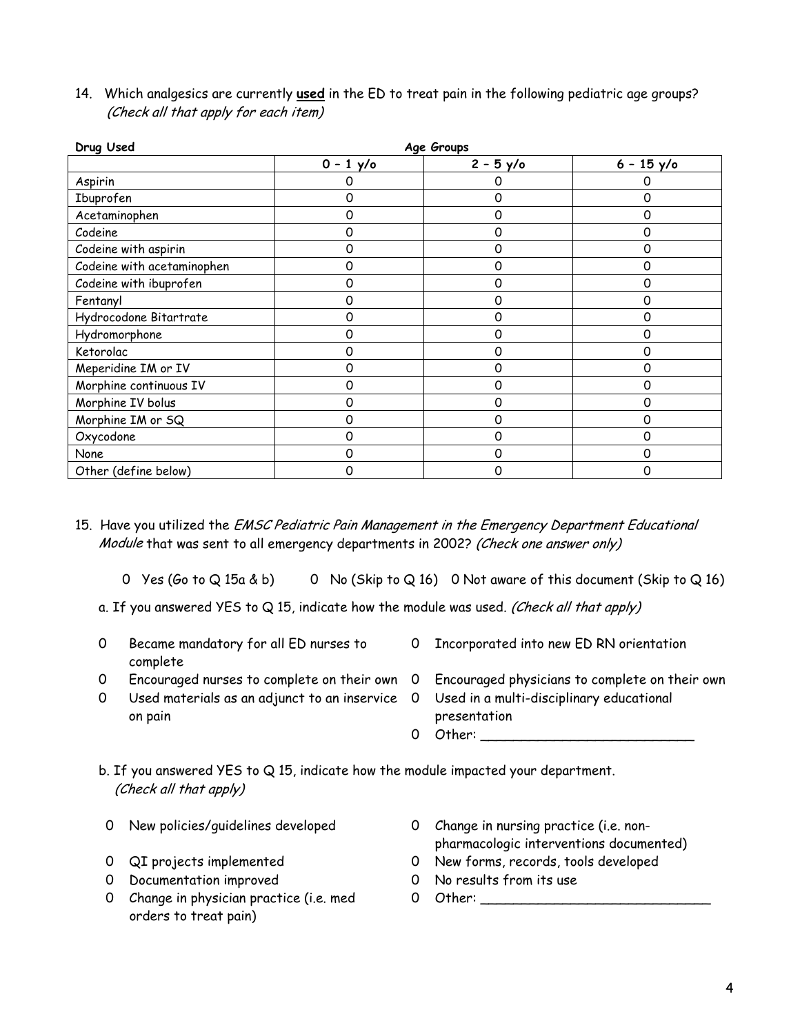14. Which analgesics are currently **used** in the ED to treat pain in the following pediatric age groups? *(Check all that apply for each item)*

| **Drug Used** | **Age Groups** | | |
|---|---|---|---|
| | **0 – 1 y/o** | **2 – 5 y/o** | **6 – 15 y/o** |
| Aspirin | 0 | 0 | 0 |
| Ibuprofen | 0 | 0 | 0 |
| Acetaminophen | 0 | 0 | 0 |
| Codeine | 0 | 0 | 0 |
| Codeine with aspirin | 0 | 0 | 0 |
| Codeine with acetaminophen | 0 | 0 | 0 |
| Codeine with ibuprofen | 0 | 0 | 0 |
| Fentanyl | 0 | 0 | 0 |
| Hydrocodone Bitartrate | 0 | 0 | 0 |
| Hydromorphone | 0 | 0 | 0 |
| Ketorolac | 0 | 0 | 0 |
| Meperidine IM or IV | 0 | 0 | 0 |
| Morphine continuous IV | 0 | 0 | 0 |
| Morphine IV bolus | 0 | 0 | 0 |
| Morphine IM or SQ | 0 | 0 | 0 |
| Oxycodone | 0 | 0 | 0 |
| None | 0 | 0 | 0 |
| Other (define below) | 0 | 0 | 0 |

15. Have you utilized the *EMSC Pediatric Pain Management in the Emergency Department Educational Module* that was sent to all emergency departments in 2002? *(Check one answer only)*

   0 Yes (Go to Q 15a & b)   0 No (Skip to Q 16)   0 Not aware of this document (Skip to Q 16)

   a. If you answered YES to Q 15, indicate how the module was used. *(Check all that apply)*

   - 0 Became mandatory for all ED nurses to complete
   - 0 Encouraged nurses to complete on their own
   - 0 Used materials as an adjunct to an inservice on pain
   - 0 Incorporated into new ED RN orientation
   - 0 Encouraged physicians to complete on their own
   - 0 Used in a multi-disciplinary educational presentation
   - 0 Other: ___________________________

   b. If you answered YES to Q 15, indicate how the module impacted your department. *(Check all that apply)*

   - 0 New policies/guidelines developed
   - 0 QI projects implemented
   - 0 Documentation improved
   - 0 Change in physician practice (i.e. med orders to treat pain)
   - 0 Change in nursing practice (i.e. non-pharmacologic interventions documented)
   - 0 New forms, records, tools developed
   - 0 No results from its use
   - 0 Other: _____________________________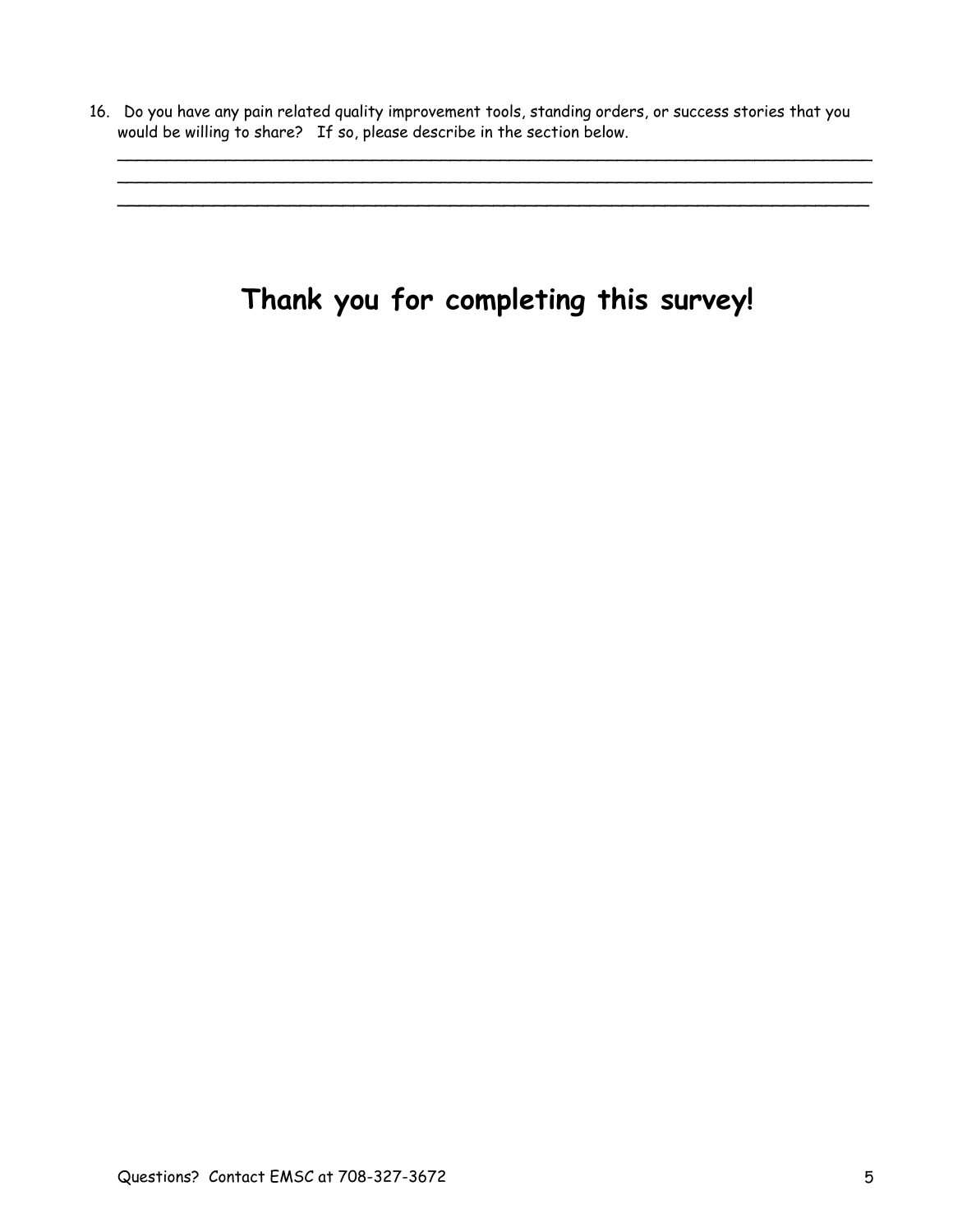16. Do you have any pain related quality improvement tools, standing orders, or success stories that you would be willing to share? If so, please describe in the section below.

\_\_\_\_\_\_\_\_\_\_\_\_\_\_\_\_\_\_\_\_\_\_\_\_\_\_\_\_\_\_\_\_\_\_\_\_\_\_\_\_\_\_\_\_\_\_\_\_\_\_\_\_\_\_\_\_\_\_\_\_\_\_\_\_\_\_\_\_\_\_\_\_

\_\_\_\_\_\_\_\_\_\_\_\_\_\_\_\_\_\_\_\_\_\_\_\_\_\_\_\_\_\_\_\_\_\_\_\_\_\_\_\_\_\_\_\_\_\_\_\_\_\_\_\_\_\_\_\_\_\_\_\_\_\_\_\_\_\_\_\_\_\_\_\_

\_\_\_\_\_\_\_\_\_\_\_\_\_\_\_\_\_\_\_\_\_\_\_\_\_\_\_\_\_\_\_\_\_\_\_\_\_\_\_\_\_\_\_\_\_\_\_\_\_\_\_\_\_\_\_\_\_\_\_\_\_\_\_\_\_\_\_\_\_\_\_\_

# Thank you for completing this survey!

Questions? Contact EMSC at 708-327-3672